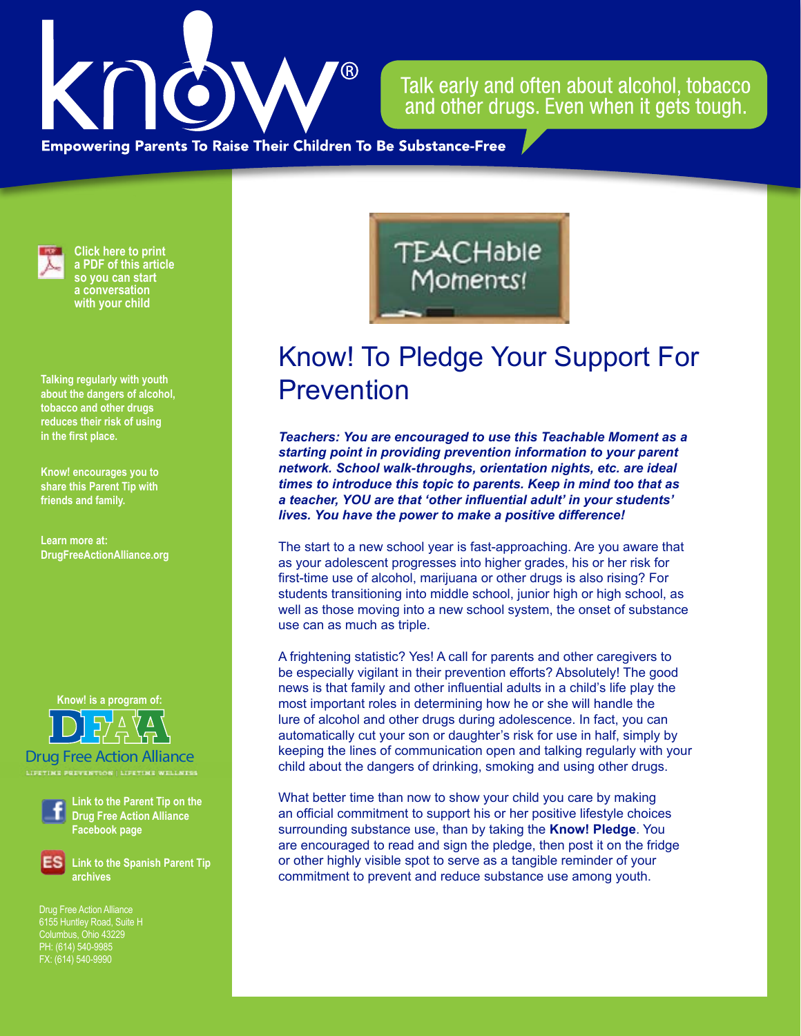know!®

Talk early and often about alcohol, tobacco and other drugs. Even when it gets tough.

Empowering Parents To Raise Their Children To Be Substance-Free

Click here to print a PDF of this article so you can start a conversation with your child

Talking regularly with youth about the dangers of alcohol, tobacco and other drugs reduces their risk of using in the first place.

Know! encourages you to share this Parent Tip with friends and family.

Learn more at: DrugFreeActionAlliance.org

Know! is a program of:

Drug Free Action Alliance

LIFETIME PREVENTION | LIFETIME WELLNESS

Link to the Parent Tip on the Drug Free Action Alliance Facebook page

Link to the Spanish Parent Tip archives

Drug Free Action Alliance
6155 Huntley Road, Suite H
Columbus, Ohio 43229
PH: (614) 540-9985
FX: (614) 540-9990

TEACHable Moments!

# Know! To Pledge Your Support For Prevention

***Teachers: You are encouraged to use this Teachable Moment as a starting point in providing prevention information to your parent network. School walk-throughs, orientation nights, etc. are ideal times to introduce this topic to parents. Keep in mind too that as a teacher, YOU are that 'other influential adult' in your students' lives. You have the power to make a positive difference!***

The start to a new school year is fast-approaching. Are you aware that as your adolescent progresses into higher grades, his or her risk for first-time use of alcohol, marijuana or other drugs is also rising? For students transitioning into middle school, junior high or high school, as well as those moving into a new school system, the onset of substance use can as much as triple.

A frightening statistic? Yes! A call for parents and other caregivers to be especially vigilant in their prevention efforts? Absolutely! The good news is that family and other influential adults in a child's life play the most important roles in determining how he or she will handle the lure of alcohol and other drugs during adolescence. In fact, you can automatically cut your son or daughter's risk for use in half, simply by keeping the lines of communication open and talking regularly with your child about the dangers of drinking, smoking and using other drugs.

What better time than now to show your child you care by making an official commitment to support his or her positive lifestyle choices surrounding substance use, than by taking the **Know! Pledge**. You are encouraged to read and sign the pledge, then post it on the fridge or other highly visible spot to serve as a tangible reminder of your commitment to prevent and reduce substance use among youth.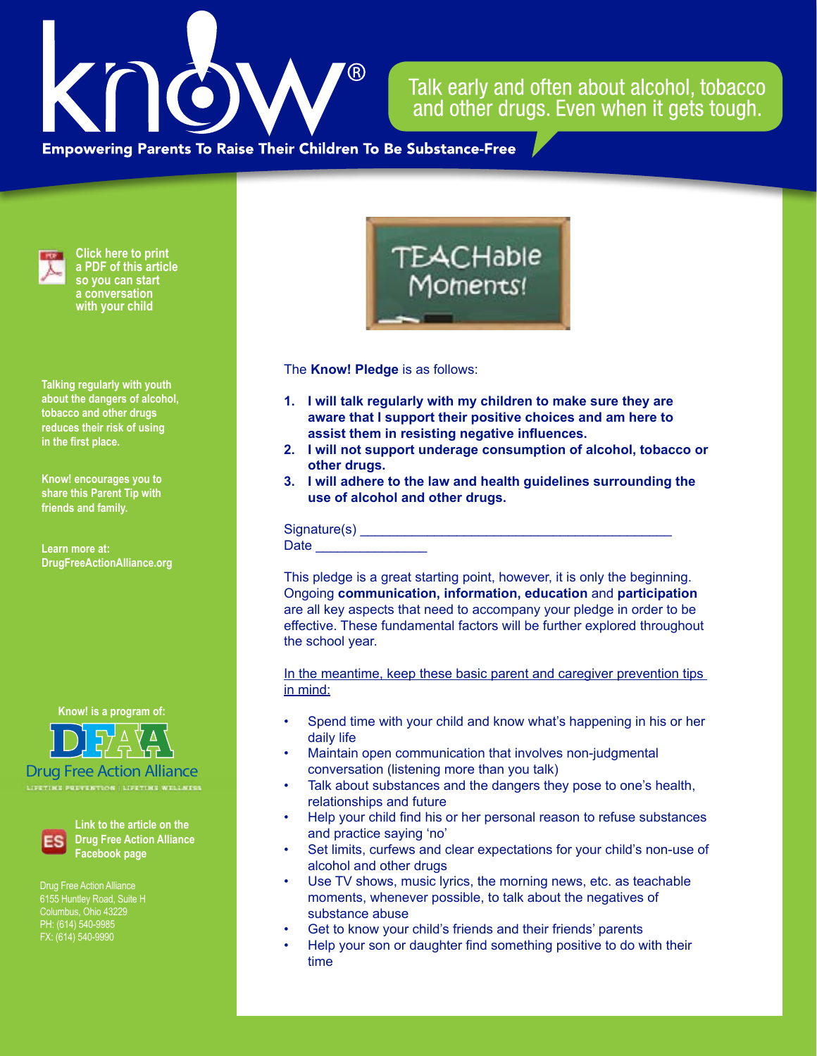# know!®

**Empowering Parents To Raise Their Children To Be Substance-Free**

Talk early and often about alcohol, tobacco and other drugs. Even when it gets tough.

Click here to print a PDF of this article so you can start a conversation with your child

Talking regularly with youth about the dangers of alcohol, tobacco and other drugs reduces their risk of using in the first place.

Know! encourages you to share this Parent Tip with friends and family.

Learn more at: DrugFreeActionAlliance.org

Know! is a program of: DFAA Drug Free Action Alliance — Lifetime Prevention | Lifetime Wellness

Link to the article on the Drug Free Action Alliance Facebook page

Drug Free Action Alliance
6155 Huntley Road, Suite H
Columbus, Ohio 43229
PH: (614) 540-9985
FX: (614) 540-9990

## TEACHable Moments!

The **Know! Pledge** is as follows:

1. **I will talk regularly with my children to make sure they are aware that I support their positive choices and am here to assist them in resisting negative influences.**
2. **I will not support underage consumption of alcohol, tobacco or other drugs.**
3. **I will adhere to the law and health guidelines surrounding the use of alcohol and other drugs.**

Signature(s) ________________________________________
Date _______________

This pledge is a great starting point, however, it is only the beginning. Ongoing **communication, information, education** and **participation** are all key aspects that need to accompany your pledge in order to be effective. These fundamental factors will be further explored throughout the school year.

In the meantime, keep these basic parent and caregiver prevention tips in mind:

- Spend time with your child and know what's happening in his or her daily life
- Maintain open communication that involves non-judgmental conversation (listening more than you talk)
- Talk about substances and the dangers they pose to one's health, relationships and future
- Help your child find his or her personal reason to refuse substances and practice saying 'no'
- Set limits, curfews and clear expectations for your child's non-use of alcohol and other drugs
- Use TV shows, music lyrics, the morning news, etc. as teachable moments, whenever possible, to talk about the negatives of substance abuse
- Get to know your child's friends and their friends' parents
- Help your son or daughter find something positive to do with their time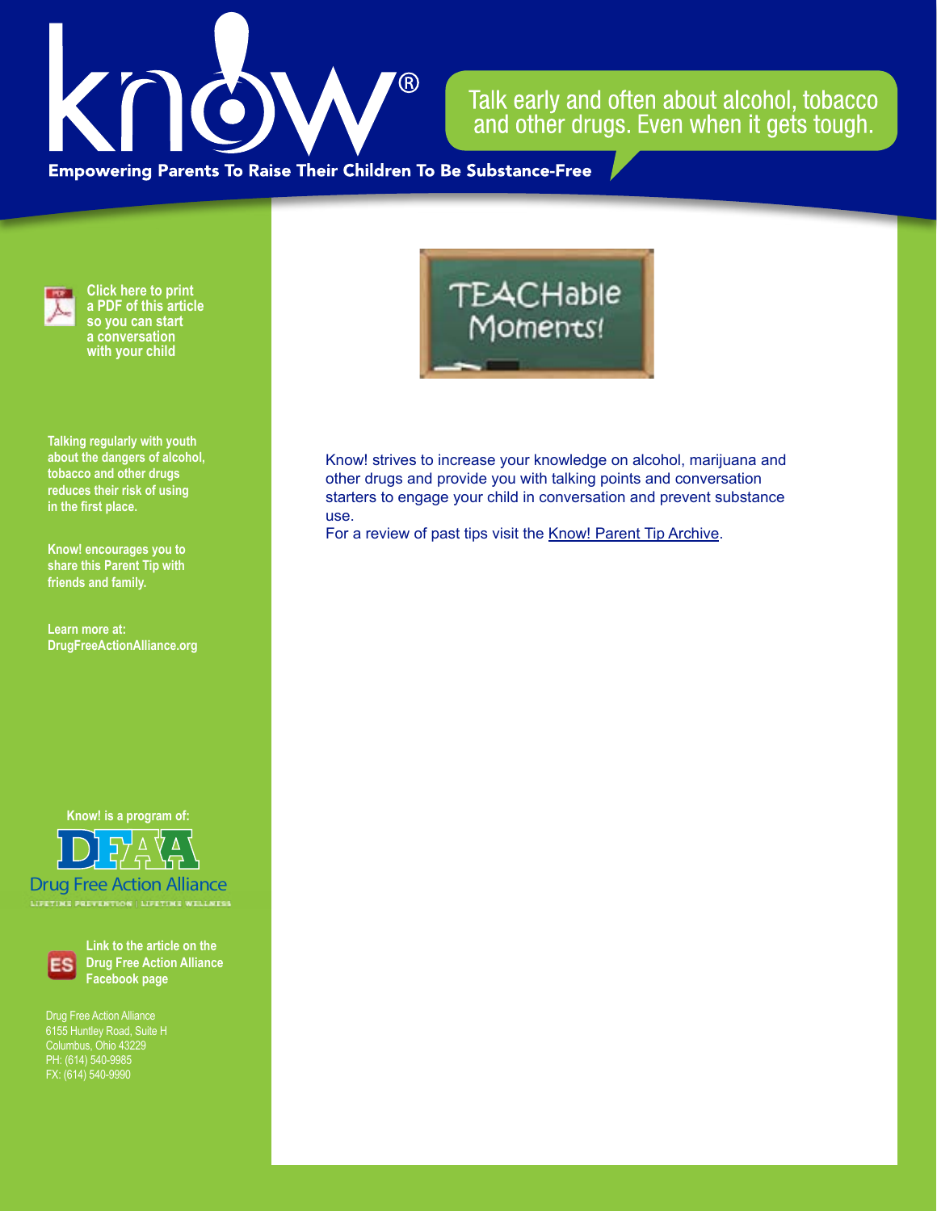# know!

Empowering Parents To Raise Their Children To Be Substance-Free

Talk early and often about alcohol, tobacco and other drugs. Even when it gets tough.

Click here to print a PDF of this article so you can start a conversation with your child

Talking regularly with youth about the dangers of alcohol, tobacco and other drugs reduces their risk of using in the first place.

Know! encourages you to share this Parent Tip with friends and family.

Learn more at: DrugFreeActionAlliance.org

Know! is a program of:

DFAA

Drug Free Action Alliance

LIFETIME PREVENTION | LIFETIME WELLNESS

Link to the article on the Drug Free Action Alliance Facebook page

Drug Free Action Alliance
6155 Huntley Road, Suite H
Columbus, Ohio 43229
PH: (614) 540-9985
FX: (614) 540-9990

TEACHable Moments!

Know! strives to increase your knowledge on alcohol, marijuana and other drugs and provide you with talking points and conversation starters to engage your child in conversation and prevent substance use.
For a review of past tips visit the Know! Parent Tip Archive.